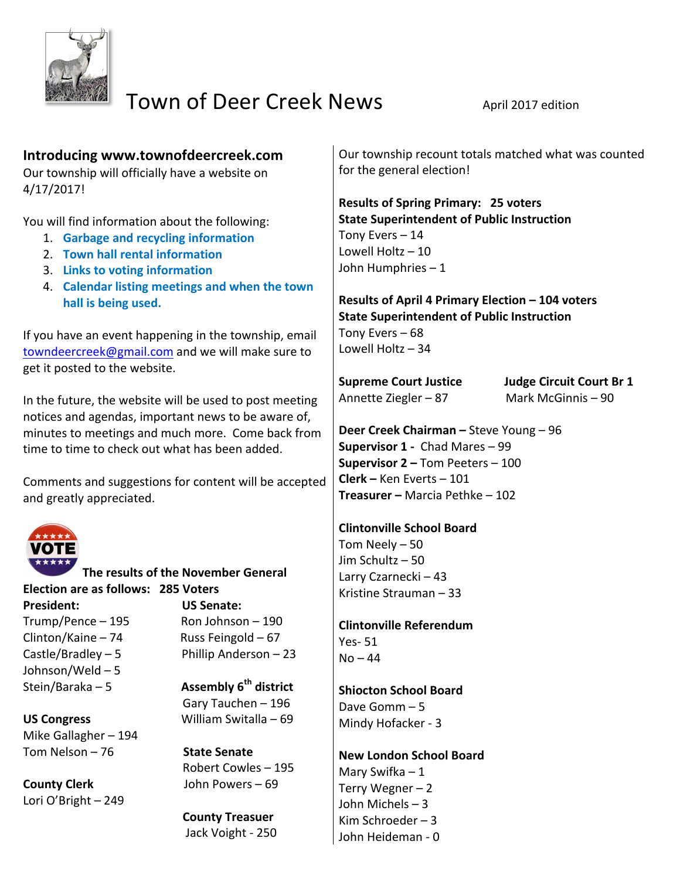# Town of Deer Creek News

April 2017 edition

## Introducing www.townofdeercreek.com

Our township will officially have a website on 4/17/2017!

You will find information about the following:

1. **Garbage and recycling information**
2. **Town hall rental information**
3. **Links to voting information**
4. **Calendar listing meetings and when the town hall is being used.**

If you have an event happening in the township, email towndeercreek@gmail.com and we will make sure to get it posted to the website.

In the future, the website will be used to post meeting notices and agendas, important news to be aware of, minutes to meetings and much more. Come back from time to time to check out what has been added.

Comments and suggestions for content will be accepted and greatly appreciated.

**The results of the November General Election are as follows: 285 Voters**

**President:**
Trump/Pence – 195
Clinton/Kaine – 74
Castle/Bradley – 5
Johnson/Weld – 5
Stein/Baraka – 5

**US Senate:**
Ron Johnson – 190
Russ Feingold – 67
Phillip Anderson – 23

**Assembly 6th district**
Gary Tauchen – 196
William Switalla – 69

**US Congress**
Mike Gallagher – 194
Tom Nelson – 76

**State Senate**
Robert Cowles – 195
John Powers – 69

**County Clerk**
Lori O'Bright – 249

**County Treasuer**
Jack Voight - 250

Our township recount totals matched what was counted for the general election!

**Results of Spring Primary: 25 voters**
**State Superintendent of Public Instruction**
Tony Evers – 14
Lowell Holtz – 10
John Humphries – 1

**Results of April 4 Primary Election – 104 voters**
**State Superintendent of Public Instruction**
Tony Evers – 68
Lowell Holtz – 34

**Supreme Court Justice**
Annette Ziegler – 87

**Judge Circuit Court Br 1**
Mark McGinnis – 90

**Deer Creek Chairman –** Steve Young – 96
**Supervisor 1 -** Chad Mares – 99
**Supervisor 2 –** Tom Peeters – 100
**Clerk –** Ken Everts – 101
**Treasurer –** Marcia Pethke – 102

**Clintonville School Board**
Tom Neely – 50
Jim Schultz – 50
Larry Czarnecki – 43
Kristine Strauman – 33

**Clintonville Referendum**
Yes- 51
No – 44

**Shiocton School Board**
Dave Gomm – 5
Mindy Hofacker - 3

**New London School Board**
Mary Swifka – 1
Terry Wegner – 2
John Michels – 3
Kim Schroeder – 3
John Heideman - 0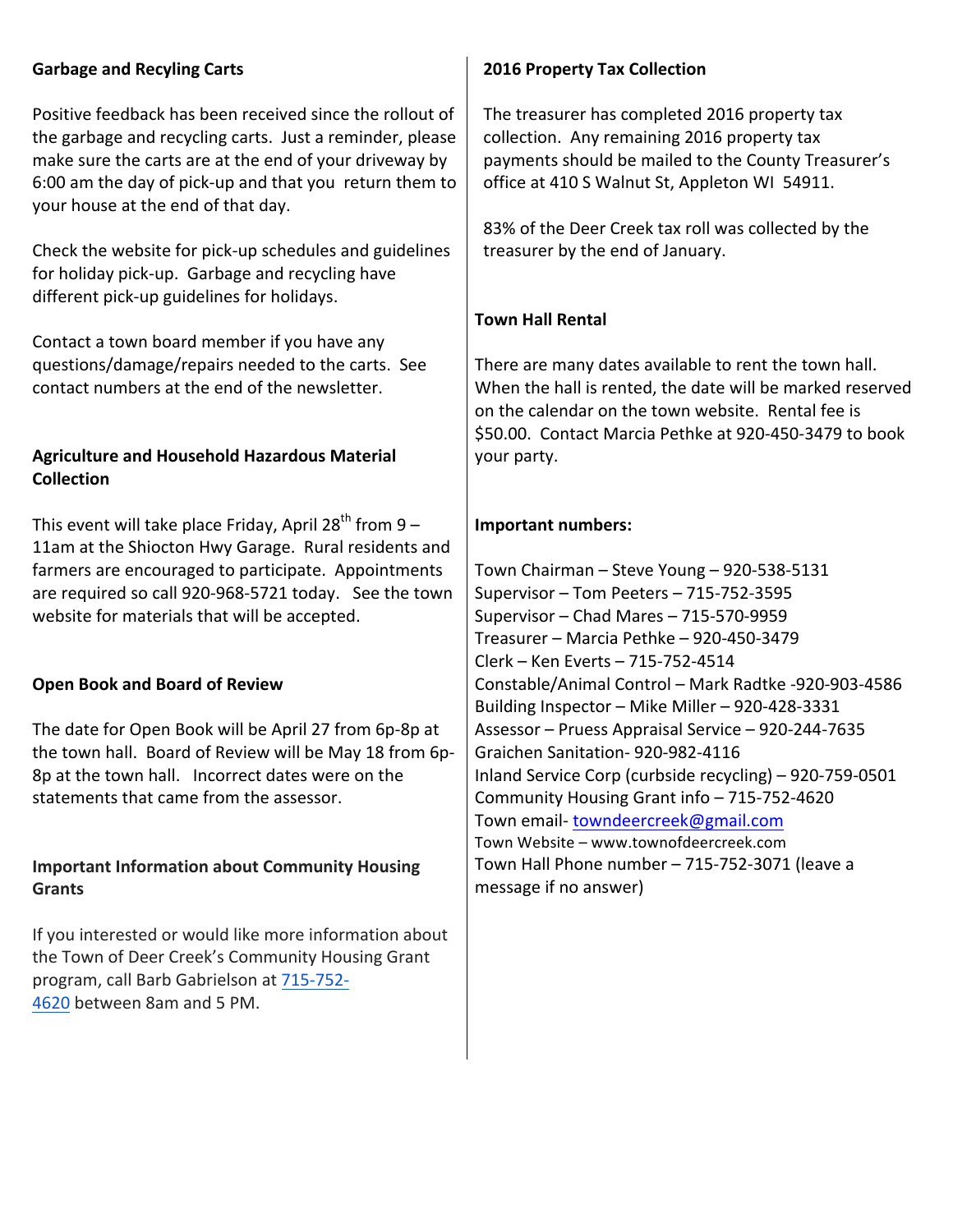**Garbage and Recyling Carts**

Positive feedback has been received since the rollout of the garbage and recycling carts. Just a reminder, please make sure the carts are at the end of your driveway by 6:00 am the day of pick-up and that you return them to your house at the end of that day.

Check the website for pick-up schedules and guidelines for holiday pick-up. Garbage and recycling have different pick-up guidelines for holidays.

Contact a town board member if you have any questions/damage/repairs needed to the carts. See contact numbers at the end of the newsletter.

**Agriculture and Household Hazardous Material Collection**

This event will take place Friday, April 28th from 9 – 11am at the Shiocton Hwy Garage. Rural residents and farmers are encouraged to participate. Appointments are required so call 920-968-5721 today. See the town website for materials that will be accepted.

**Open Book and Board of Review**

The date for Open Book will be April 27 from 6p-8p at the town hall. Board of Review will be May 18 from 6p-8p at the town hall. Incorrect dates were on the statements that came from the assessor.

**Important Information about Community Housing Grants**

If you interested or would like more information about the Town of Deer Creek's Community Housing Grant program, call Barb Gabrielson at 715-752-4620 between 8am and 5 PM.

**2016 Property Tax Collection**

The treasurer has completed 2016 property tax collection. Any remaining 2016 property tax payments should be mailed to the County Treasurer's office at 410 S Walnut St, Appleton WI 54911.

83% of the Deer Creek tax roll was collected by the treasurer by the end of January.

**Town Hall Rental**

There are many dates available to rent the town hall. When the hall is rented, the date will be marked reserved on the calendar on the town website. Rental fee is $50.00. Contact Marcia Pethke at 920-450-3479 to book your party.

**Important numbers:**

Town Chairman – Steve Young – 920-538-5131
Supervisor – Tom Peeters – 715-752-3595
Supervisor – Chad Mares – 715-570-9959
Treasurer – Marcia Pethke – 920-450-3479
Clerk – Ken Everts – 715-752-4514
Constable/Animal Control – Mark Radtke -920-903-4586
Building Inspector – Mike Miller – 920-428-3331
Assessor – Pruess Appraisal Service – 920-244-7635
Graichen Sanitation- 920-982-4116
Inland Service Corp (curbside recycling) – 920-759-0501
Community Housing Grant info – 715-752-4620
Town email- towndeercreek@gmail.com
Town Website – www.townofdeercreek.com
Town Hall Phone number – 715-752-3071 (leave a message if no answer)